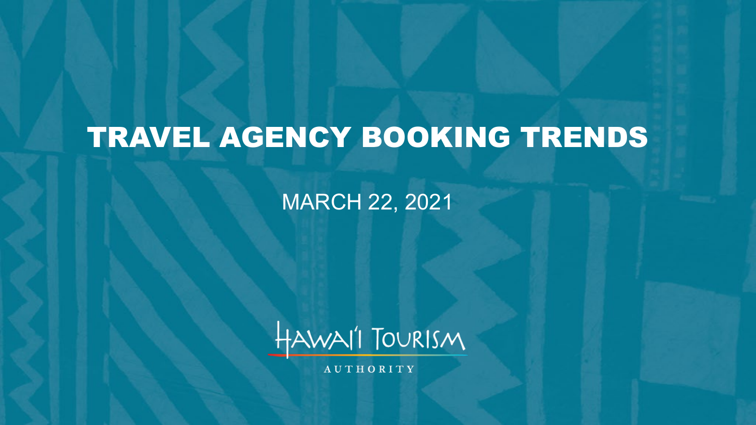# TRAVEL AGENCY BOOKING TRENDS

MARCH 22, 2021

Hawai'i Tourism

AUTHORITY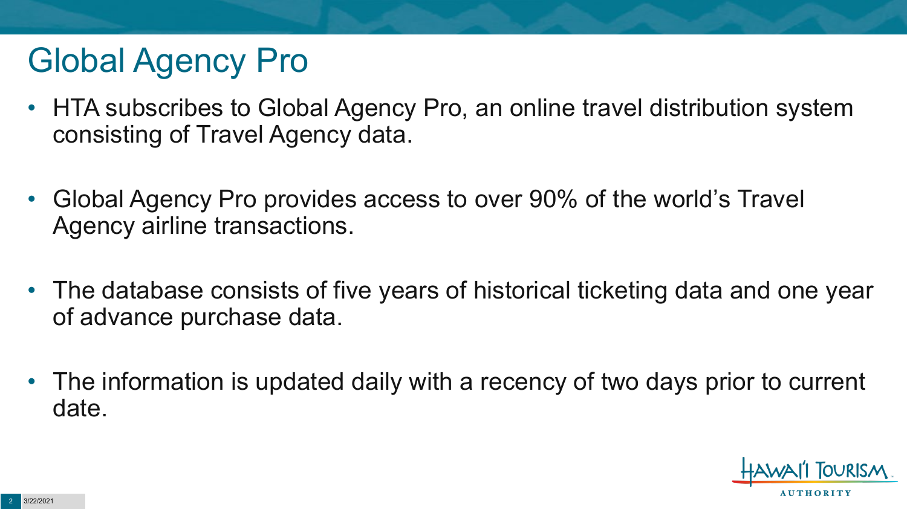# Global Agency Pro

- HTA subscribes to Global Agency Pro, an online travel distribution system consisting of Travel Agency data.
- Global Agency Pro provides access to over 90% of the world's Travel Agency airline transactions.
- The database consists of five years of historical ticketing data and one year of advance purchase data.
- The information is updated daily with a recency of two days prior to current date.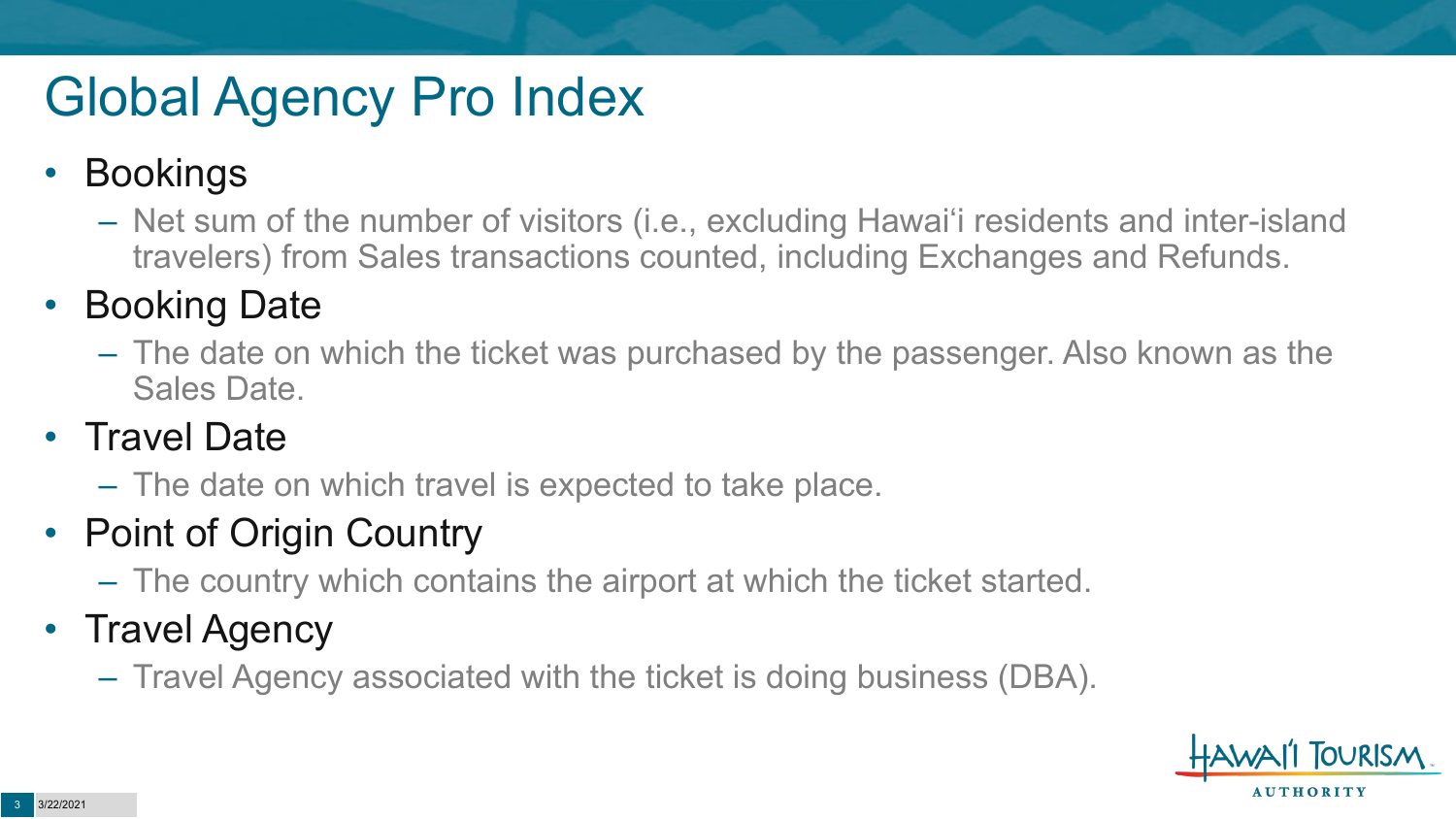# Global Agency Pro Index

- Bookings
  - Net sum of the number of visitors (i.e., excluding Hawai‘i residents and inter-island travelers) from Sales transactions counted, including Exchanges and Refunds.
- Booking Date
  - The date on which the ticket was purchased by the passenger. Also known as the Sales Date.
- Travel Date
  - The date on which travel is expected to take place.
- Point of Origin Country
  - The country which contains the airport at which the ticket started.
- Travel Agency
  - Travel Agency associated with the ticket is doing business (DBA).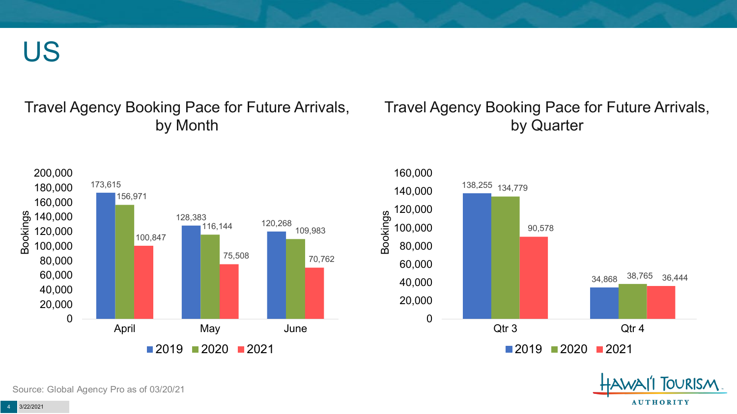# US

## Travel Agency Booking Pace for Future Arrivals, by Month

| Month | 2019 | 2020 | 2021 |
|---|---|---|---|
| April | 173,615 | 156,971 | 100,847 |
| May | 128,383 | 116,144 | 75,508 |
| June | 120,268 | 109,983 | 70,762 |

## Travel Agency Booking Pace for Future Arrivals, by Quarter

| Quarter | 2019 | 2020 | 2021 |
|---|---|---|---|
| Qtr 3 | 138,255 | 134,779 | 90,578 |
| Qtr 4 | 34,868 | 38,765 | 36,444 |

Source: Global Agency Pro as of 03/20/21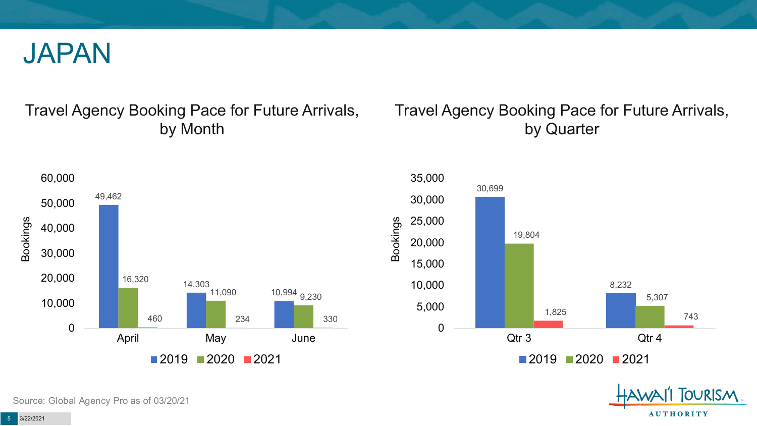# JAPAN

## Travel Agency Booking Pace for Future Arrivals, by Month

| Month | 2019 | 2020 | 2021 |
| --- | --- | --- | --- |
| April | 49,462 | 16,320 | 460 |
| May | 14,303 | 11,090 | 234 |
| June | 10,994 | 9,230 | 330 |

## Travel Agency Booking Pace for Future Arrivals, by Quarter

| Quarter | 2019 | 2020 | 2021 |
| --- | --- | --- | --- |
| Qtr 3 | 30,699 | 19,804 | 1,825 |
| Qtr 4 | 8,232 | 5,307 | 743 |

Source: Global Agency Pro as of 03/20/21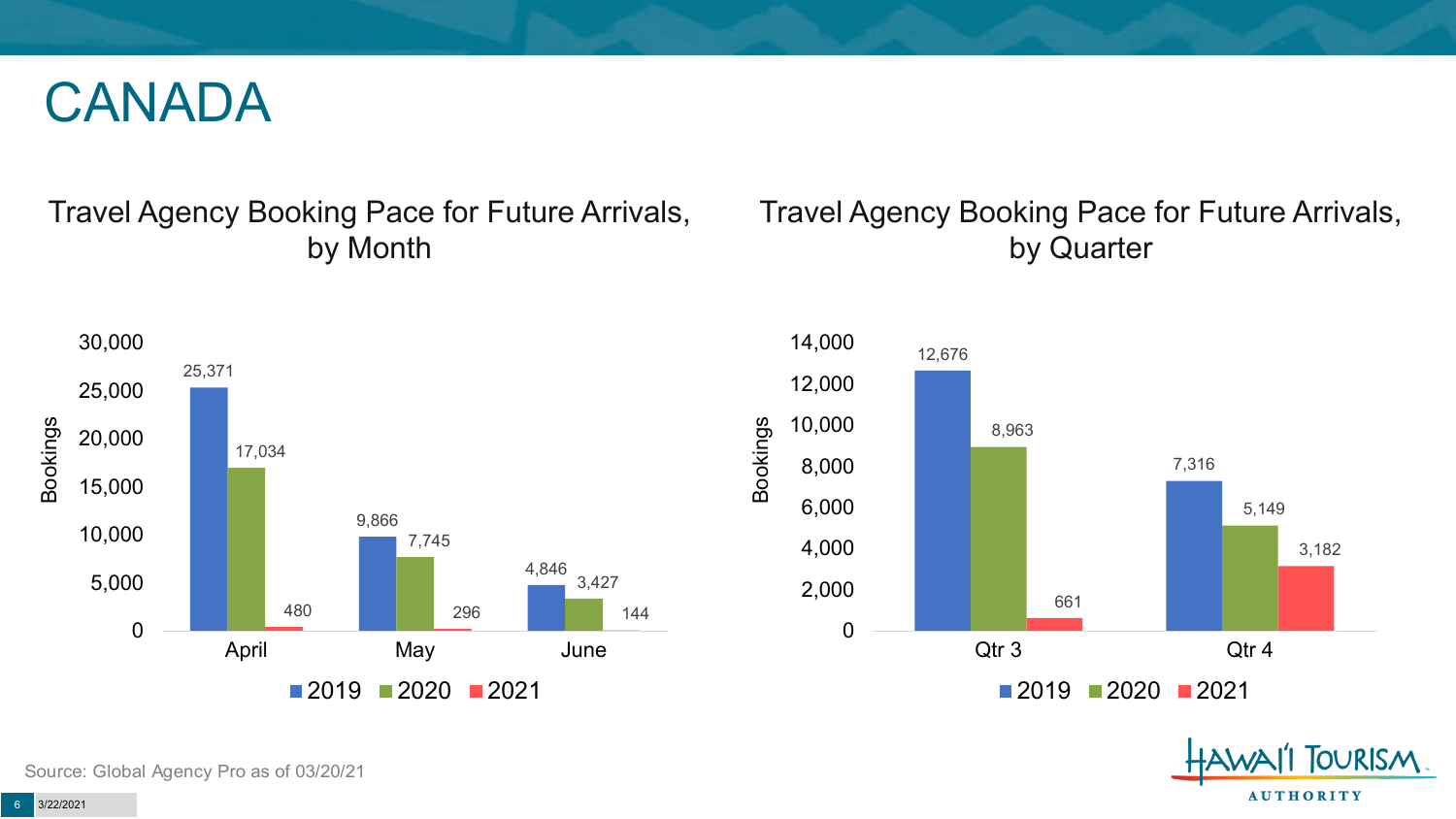# CANADA

## Travel Agency Booking Pace for Future Arrivals, by Month

| Month | 2019 | 2020 | 2021 |
|---|---|---|---|
| April | 25,371 | 17,034 | 480 |
| May | 9,866 | 7,745 | 296 |
| June | 4,846 | 3,427 | 144 |

## Travel Agency Booking Pace for Future Arrivals, by Quarter

| Quarter | 2019 | 2020 | 2021 |
|---|---|---|---|
| Qtr 3 | 12,676 | 8,963 | 661 |
| Qtr 4 | 7,316 | 5,149 | 3,182 |

Source: Global Agency Pro as of 03/20/21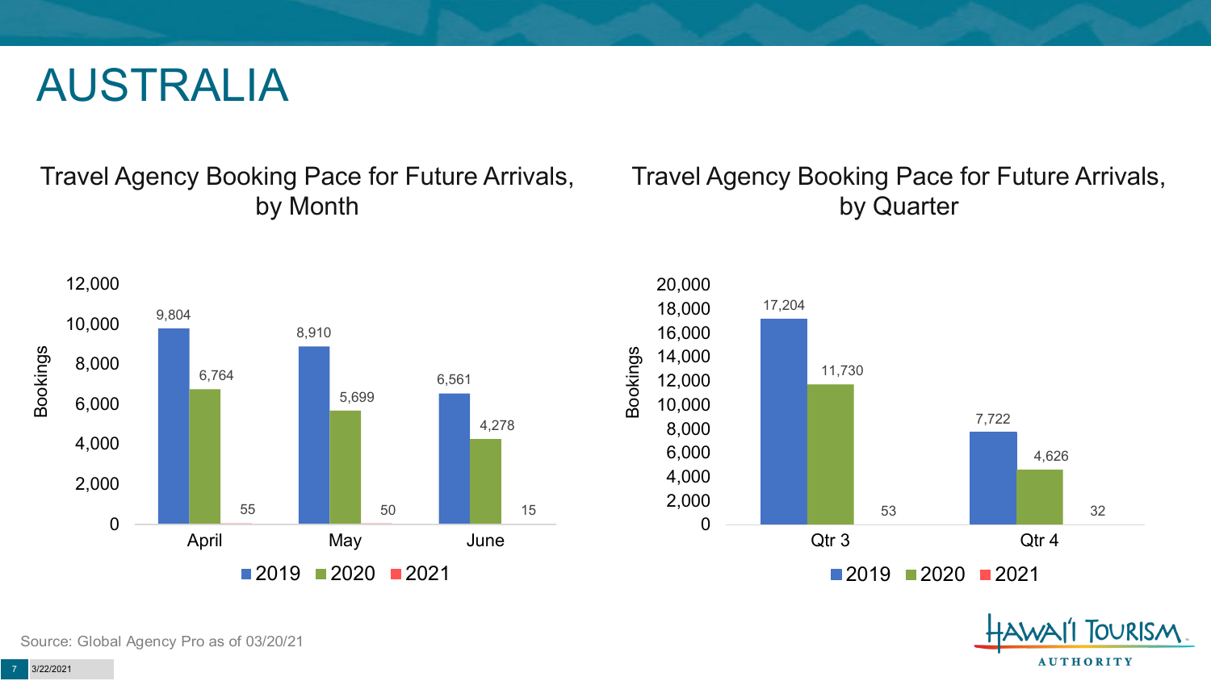# AUSTRALIA

## Travel Agency Booking Pace for Future Arrivals, by Month

| Month | 2019 | 2020 | 2021 |
| --- | --- | --- | --- |
| April | 9,804 | 6,764 | 55 |
| May | 8,910 | 5,699 | 50 |
| June | 6,561 | 4,278 | 15 |

## Travel Agency Booking Pace for Future Arrivals, by Quarter

| Quarter | 2019 | 2020 | 2021 |
| --- | --- | --- | --- |
| Qtr 3 | 17,204 | 11,730 | 53 |
| Qtr 4 | 7,722 | 4,626 | 32 |

Source: Global Agency Pro as of 03/20/21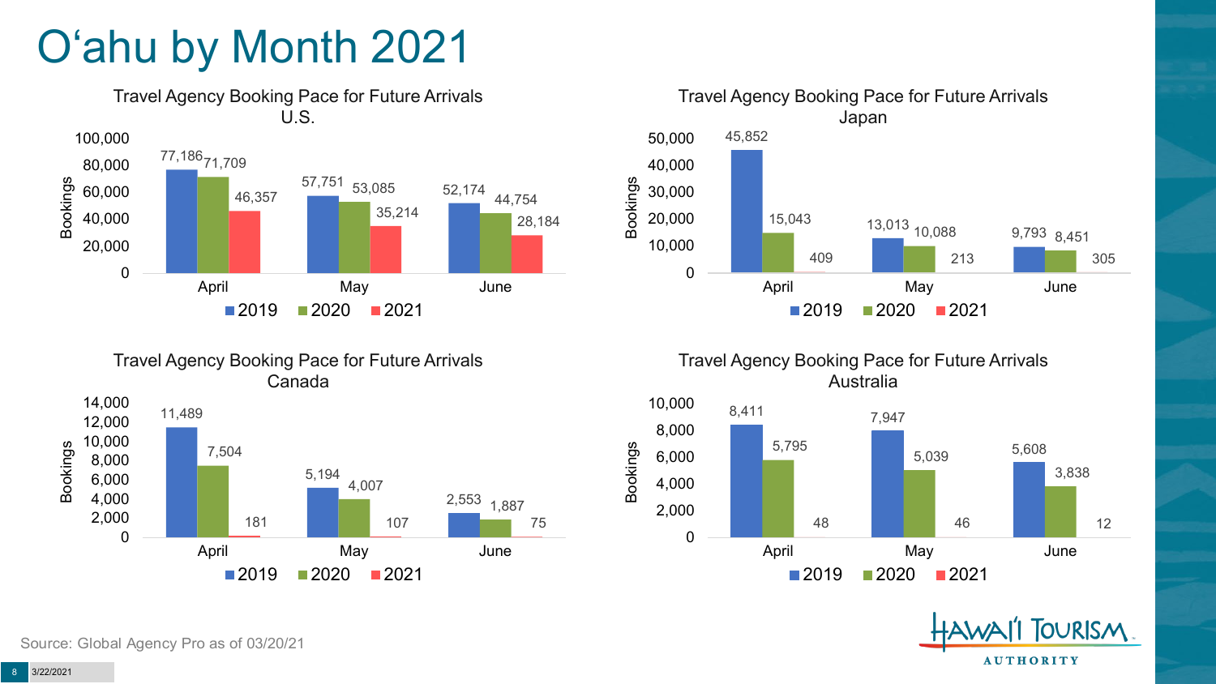# O'ahu by Month 2021

### Travel Agency Booking Pace for Future Arrivals U.S.

| Bookings | 2019 | 2020 | 2021 |
|---|---|---|---|
| April | 77,186 | 71,709 | 46,357 |
| May | 57,751 | 53,085 | 35,214 |
| June | 52,174 | 44,754 | 28,184 |

### Travel Agency Booking Pace for Future Arrivals Japan

| Bookings | 2019 | 2020 | 2021 |
|---|---|---|---|
| April | 45,852 | 15,043 | 409 |
| May | 13,013 | 10,088 | 213 |
| June | 9,793 | 8,451 | 305 |

### Travel Agency Booking Pace for Future Arrivals Canada

| Bookings | 2019 | 2020 | 2021 |
|---|---|---|---|
| April | 11,489 | 7,504 | 181 |
| May | 5,194 | 4,007 | 107 |
| June | 2,553 | 1,887 | 75 |

### Travel Agency Booking Pace for Future Arrivals Australia

| Bookings | 2019 | 2020 | 2021 |
|---|---|---|---|
| April | 8,411 | 5,795 | 48 |
| May | 7,947 | 5,039 | 46 |
| June | 5,608 | 3,838 | 12 |

Source: Global Agency Pro as of 03/20/21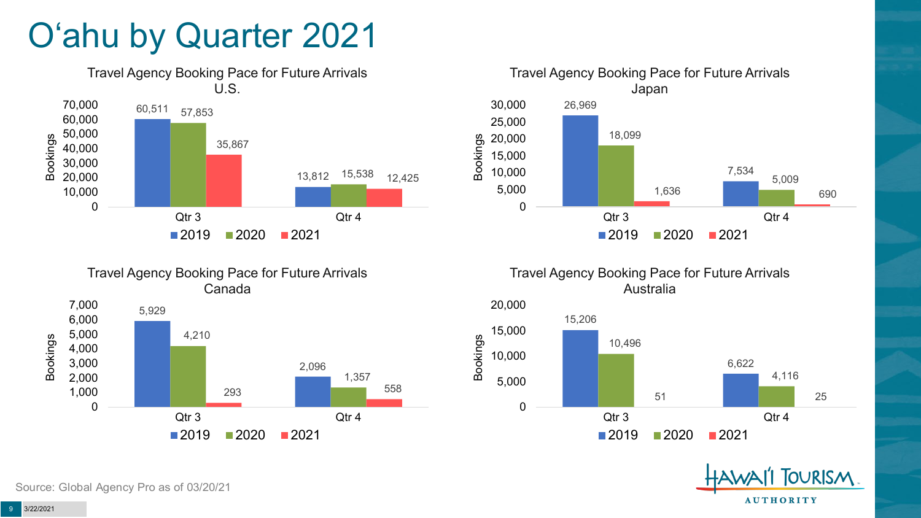# O'ahu by Quarter 2021

### Travel Agency Booking Pace for Future Arrivals U.S.

| | 2019 | 2020 | 2021 |
|---|---|---|---|
| Qtr 3 | 60,511 | 57,853 | 35,867 |
| Qtr 4 | 13,812 | 15,538 | 12,425 |

### Travel Agency Booking Pace for Future Arrivals Japan

| | 2019 | 2020 | 2021 |
|---|---|---|---|
| Qtr 3 | 26,969 | 18,099 | 1,636 |
| Qtr 4 | 7,534 | 5,009 | 690 |

### Travel Agency Booking Pace for Future Arrivals Canada

| | 2019 | 2020 | 2021 |
|---|---|---|---|
| Qtr 3 | 5,929 | 4,210 | 293 |
| Qtr 4 | 2,096 | 1,357 | 558 |

### Travel Agency Booking Pace for Future Arrivals Australia

| | 2019 | 2020 | 2021 |
|---|---|---|---|
| Qtr 3 | 15,206 | 10,496 | 51 |
| Qtr 4 | 6,622 | 4,116 | 25 |

Source: Global Agency Pro as of 03/20/21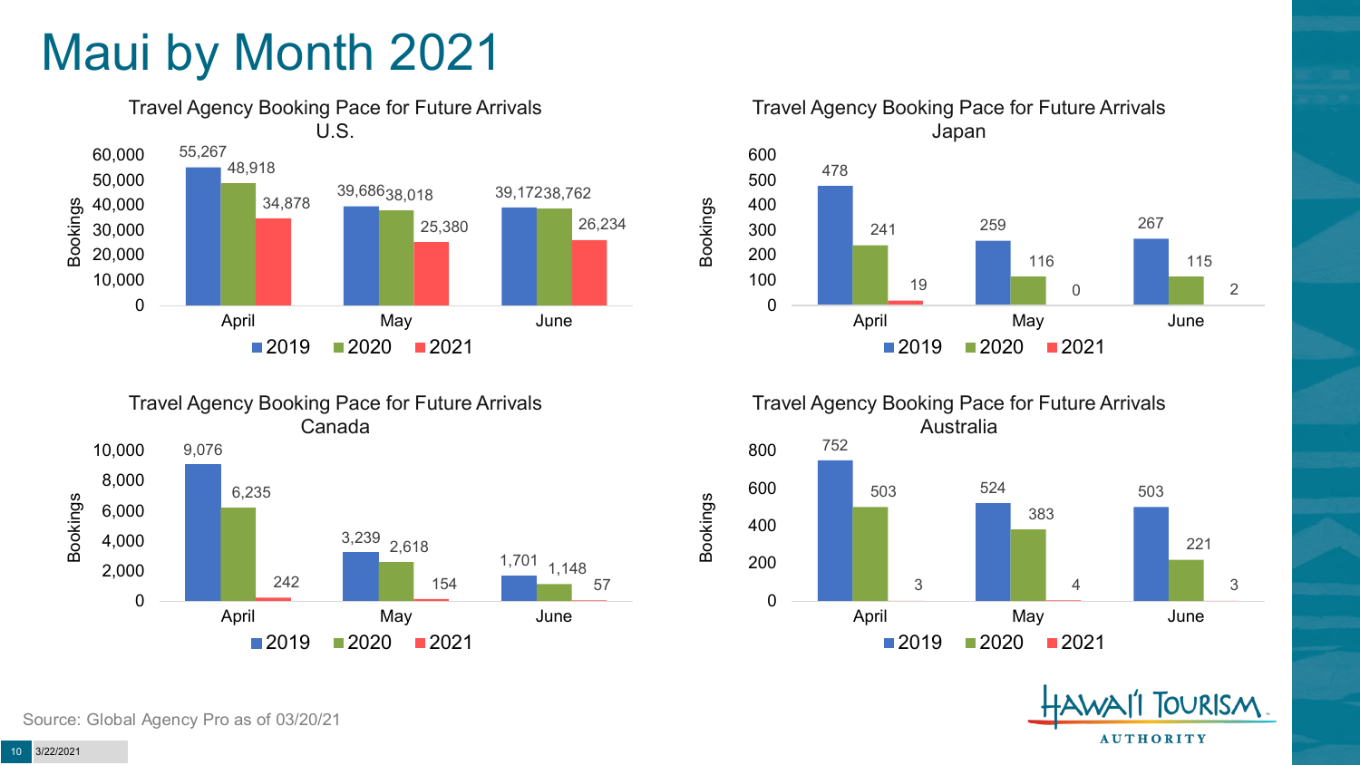# Maui by Month 2021

### Travel Agency Booking Pace for Future Arrivals U.S.

| Bookings | 2019 | 2020 | 2021 |
|---|---|---|---|
| April | 55,267 | 48,918 | 34,878 |
| May | 39,686 | 38,018 | 25,380 |
| June | 39,172 | 38,762 | 26,234 |

### Travel Agency Booking Pace for Future Arrivals Japan

| Bookings | 2019 | 2020 | 2021 |
|---|---|---|---|
| April | 478 | 241 | 19 |
| May | 259 | 116 | 0 |
| June | 267 | 115 | 2 |

### Travel Agency Booking Pace for Future Arrivals Canada

| Bookings | 2019 | 2020 | 2021 |
|---|---|---|---|
| April | 9,076 | 6,235 | 242 |
| May | 3,239 | 2,618 | 154 |
| June | 1,701 | 1,148 | 57 |

### Travel Agency Booking Pace for Future Arrivals Australia

| Bookings | 2019 | 2020 | 2021 |
|---|---|---|---|
| April | 752 | 503 | 3 |
| May | 524 | 383 | 4 |
| June | 503 | 221 | 3 |

Source: Global Agency Pro as of 03/20/21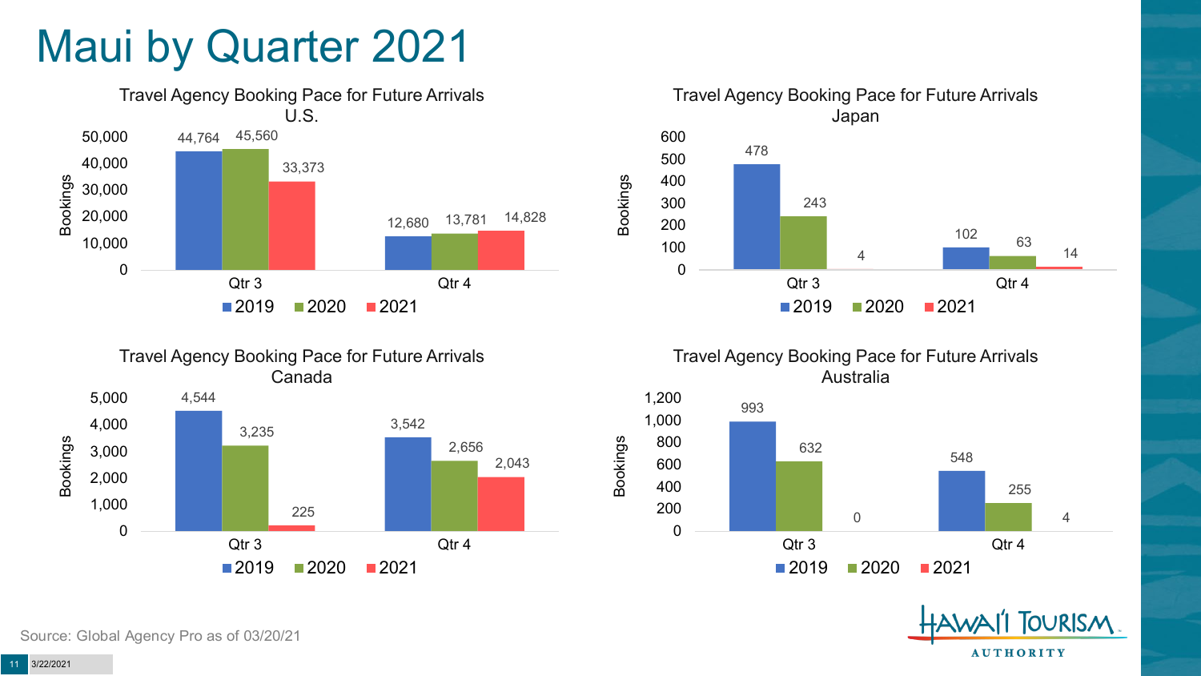# Maui by Quarter 2021

### Travel Agency Booking Pace for Future Arrivals U.S.

| Bookings | 2019 | 2020 | 2021 |
|---|---|---|---|
| Qtr 3 | 44,764 | 45,560 | 33,373 |
| Qtr 4 | 12,680 | 13,781 | 14,828 |

### Travel Agency Booking Pace for Future Arrivals Japan

| Bookings | 2019 | 2020 | 2021 |
|---|---|---|---|
| Qtr 3 | 478 | 243 | 4 |
| Qtr 4 | 102 | 63 | 14 |

### Travel Agency Booking Pace for Future Arrivals Canada

| Bookings | 2019 | 2020 | 2021 |
|---|---|---|---|
| Qtr 3 | 4,544 | 3,235 | 225 |
| Qtr 4 | 3,542 | 2,656 | 2,043 |

### Travel Agency Booking Pace for Future Arrivals Australia

| Bookings | 2019 | 2020 | 2021 |
|---|---|---|---|
| Qtr 3 | 993 | 632 | 0 |
| Qtr 4 | 548 | 255 | 4 |

Source: Global Agency Pro as of 03/20/21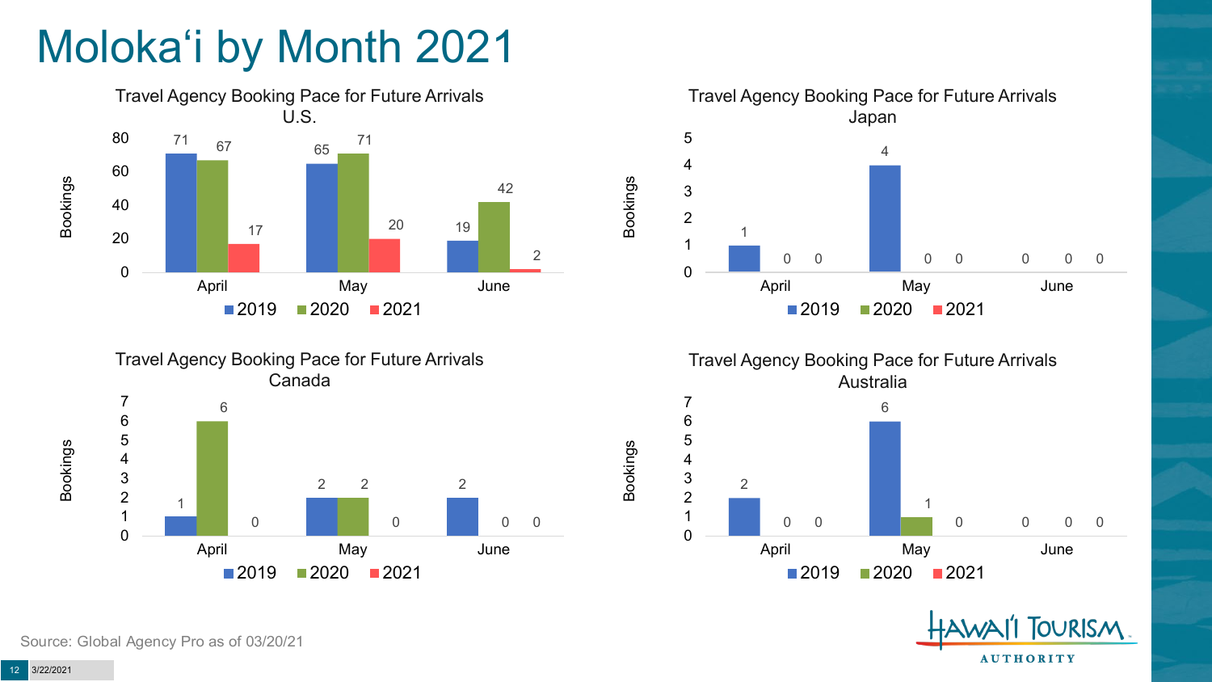# Molokaʻi by Month 2021

### Travel Agency Booking Pace for Future Arrivals U.S.

| Bookings | 2019 | 2020 | 2021 |
|---|---|---|---|
| April | 71 | 67 | 17 |
| May | 65 | 71 | 20 |
| June | 19 | 42 | 2 |

### Travel Agency Booking Pace for Future Arrivals Japan

| Bookings | 2019 | 2020 | 2021 |
|---|---|---|---|
| April | 1 | 0 | 0 |
| May | 4 | 0 | 0 |
| June | 0 | 0 | 0 |

### Travel Agency Booking Pace for Future Arrivals Canada

| Bookings | 2019 | 2020 | 2021 |
|---|---|---|---|
| April | 1 | 6 | 0 |
| May | 2 | 2 | 0 |
| June | 2 | 0 | 0 |

### Travel Agency Booking Pace for Future Arrivals Australia

| Bookings | 2019 | 2020 | 2021 |
|---|---|---|---|
| April | 2 | 0 | 0 |
| May | 6 | 1 | 0 |
| June | 0 | 0 | 0 |

Source: Global Agency Pro as of 03/20/21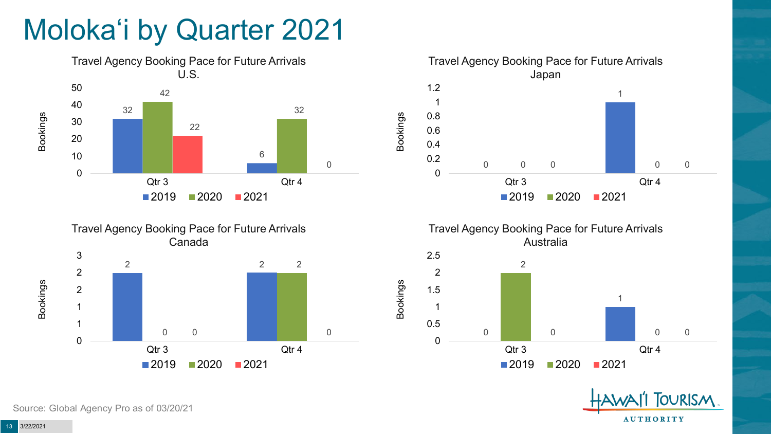# Molokaʻi by Quarter 2021

### Travel Agency Booking Pace for Future Arrivals U.S.

| Bookings | 2019 | 2020 | 2021 |
| --- | --- | --- | --- |
| Qtr 3 | 32 | 42 | 22 |
| Qtr 4 | 6 | 32 | 0 |

### Travel Agency Booking Pace for Future Arrivals Japan

| Bookings | 2019 | 2020 | 2021 |
| --- | --- | --- | --- |
| Qtr 3 | 0 | 0 | 0 |
| Qtr 4 | 1 | 0 | 0 |

### Travel Agency Booking Pace for Future Arrivals Canada

| Bookings | 2019 | 2020 | 2021 |
| --- | --- | --- | --- |
| Qtr 3 | 2 | 0 | 0 |
| Qtr 4 | 2 | 2 | 0 |

### Travel Agency Booking Pace for Future Arrivals Australia

| Bookings | 2019 | 2020 | 2021 |
| --- | --- | --- | --- |
| Qtr 3 | 0 | 2 | 0 |
| Qtr 4 | 1 | 0 | 0 |

Source: Global Agency Pro as of 03/20/21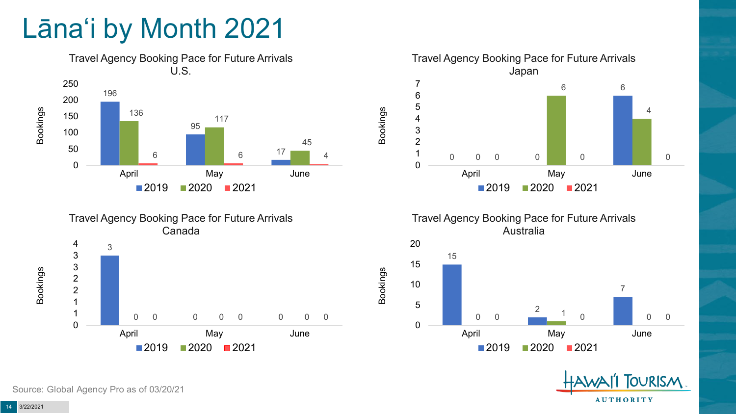# Lānaʻi by Month 2021

### Travel Agency Booking Pace for Future Arrivals U.S.

| Bookings | April | May | June |
|---|---|---|---|
| 2019 | 196 | 95 | 17 |
| 2020 | 136 | 117 | 45 |
| 2021 | 6 | 6 | 4 |

### Travel Agency Booking Pace for Future Arrivals Japan

| Bookings | April | May | June |
|---|---|---|---|
| 2019 | 0 | 0 | 6 |
| 2020 | 0 | 6 | 4 |
| 2021 | 0 | 0 | 0 |

### Travel Agency Booking Pace for Future Arrivals Canada

| Bookings | April | May | June |
|---|---|---|---|
| 2019 | 3 | 0 | 0 |
| 2020 | 0 | 0 | 0 |
| 2021 | 0 | 0 | 0 |

### Travel Agency Booking Pace for Future Arrivals Australia

| Bookings | April | May | June |
|---|---|---|---|
| 2019 | 15 | 2 | 7 |
| 2020 | 0 | 1 | 0 |
| 2021 | 0 | 0 | 0 |

Source: Global Agency Pro as of 03/20/21

HAWAIʻI TOURISM AUTHORITY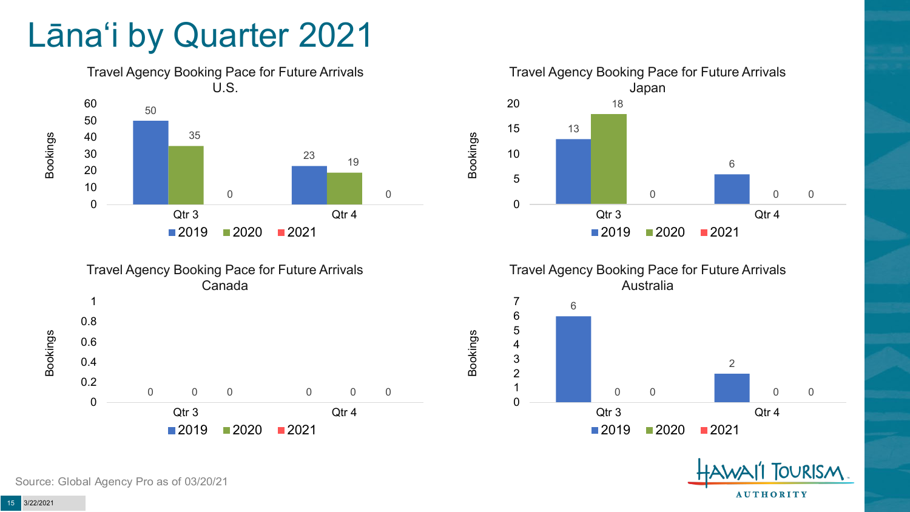# Lānaʻi by Quarter 2021

### Travel Agency Booking Pace for Future Arrivals U.S.

| Bookings | 2019 | 2020 | 2021 |
|---|---|---|---|
| Qtr 3 | 50 | 35 | 0 |
| Qtr 4 | 23 | 19 | 0 |

### Travel Agency Booking Pace for Future Arrivals Japan

| Bookings | 2019 | 2020 | 2021 |
|---|---|---|---|
| Qtr 3 | 13 | 18 | 0 |
| Qtr 4 | 6 | 0 | 0 |

### Travel Agency Booking Pace for Future Arrivals Canada

| Bookings | 2019 | 2020 | 2021 |
|---|---|---|---|
| Qtr 3 | 0 | 0 | 0 |
| Qtr 4 | 0 | 0 | 0 |

### Travel Agency Booking Pace for Future Arrivals Australia

| Bookings | 2019 | 2020 | 2021 |
|---|---|---|---|
| Qtr 3 | 6 | 0 | 0 |
| Qtr 4 | 2 | 0 | 0 |

Source: Global Agency Pro as of 03/20/21

3/22/2021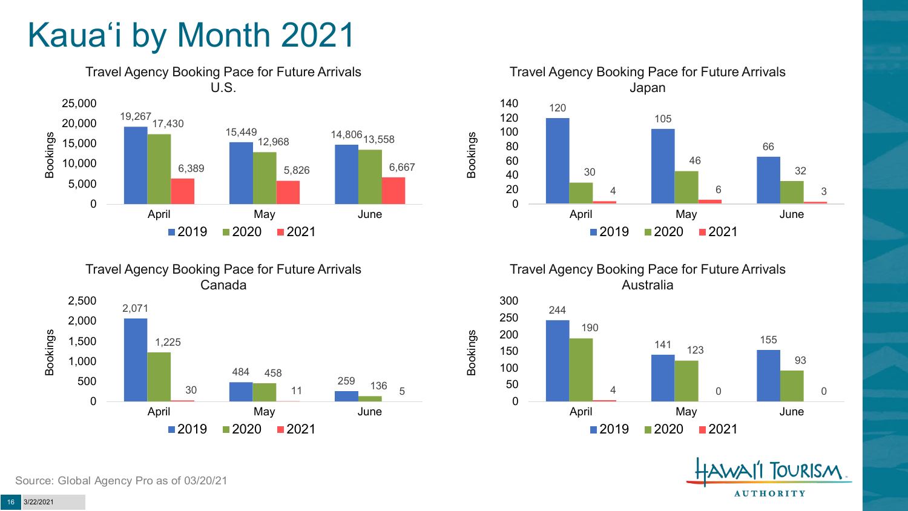# Kauaʻi by Month 2021

### Travel Agency Booking Pace for Future Arrivals U.S.

| Month | 2019 | 2020 | 2021 |
|---|---|---|---|
| April | 19,267 | 17,430 | 6,389 |
| May | 15,449 | 12,968 | 5,826 |
| June | 14,806 | 13,558 | 6,667 |

### Travel Agency Booking Pace for Future Arrivals Japan

| Month | 2019 | 2020 | 2021 |
|---|---|---|---|
| April | 120 | 30 | 4 |
| May | 105 | 46 | 6 |
| June | 66 | 32 | 3 |

### Travel Agency Booking Pace for Future Arrivals Canada

| Month | 2019 | 2020 | 2021 |
|---|---|---|---|
| April | 2,071 | 1,225 | 30 |
| May | 484 | 458 | 11 |
| June | 259 | 136 | 5 |

### Travel Agency Booking Pace for Future Arrivals Australia

| Month | 2019 | 2020 | 2021 |
|---|---|---|---|
| April | 244 | 190 | 4 |
| May | 141 | 123 | 0 |
| June | 155 | 93 | 0 |

Source: Global Agency Pro as of 03/20/21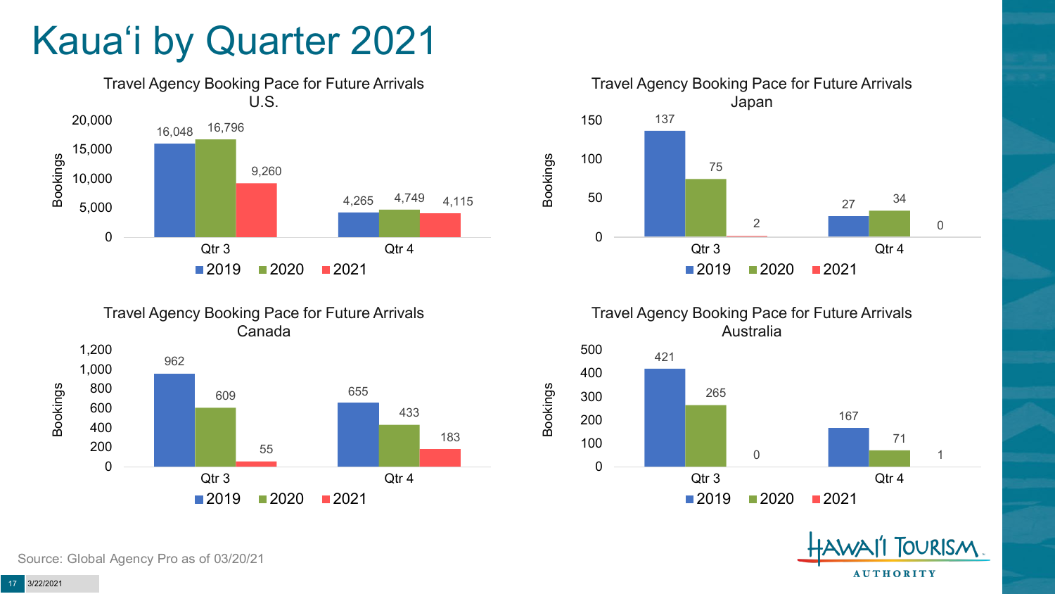# Kauaʻi by Quarter 2021

### Travel Agency Booking Pace for Future Arrivals U.S.

| Bookings | 2019 | 2020 | 2021 |
|---|---|---|---|
| Qtr 3 | 16,048 | 16,796 | 9,260 |
| Qtr 4 | 4,265 | 4,749 | 4,115 |

### Travel Agency Booking Pace for Future Arrivals Japan

| Bookings | 2019 | 2020 | 2021 |
|---|---|---|---|
| Qtr 3 | 137 | 75 | 2 |
| Qtr 4 | 27 | 34 | 0 |

### Travel Agency Booking Pace for Future Arrivals Canada

| Bookings | 2019 | 2020 | 2021 |
|---|---|---|---|
| Qtr 3 | 962 | 609 | 55 |
| Qtr 4 | 655 | 433 | 183 |

### Travel Agency Booking Pace for Future Arrivals Australia

| Bookings | 2019 | 2020 | 2021 |
|---|---|---|---|
| Qtr 3 | 421 | 265 | 0 |
| Qtr 4 | 167 | 71 | 1 |

Source: Global Agency Pro as of 03/20/21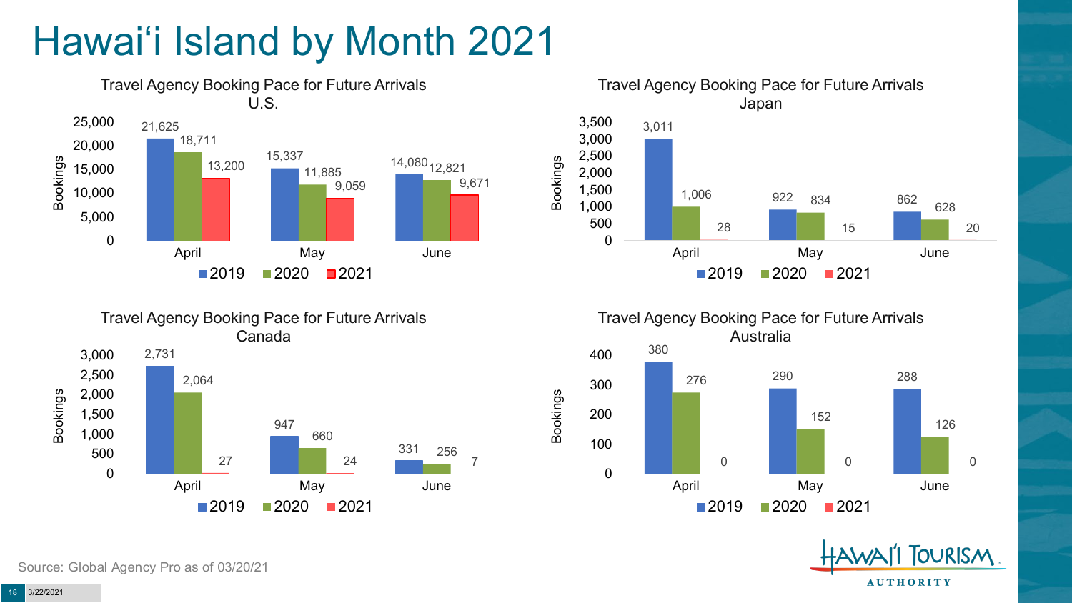# Hawai'i Island by Month 2021

### Travel Agency Booking Pace for Future Arrivals U.S.

| Month | 2019 | 2020 | 2021 |
|---|---|---|---|
| April | 21,625 | 18,711 | 13,200 |
| May | 15,337 | 11,885 | 9,059 |
| June | 14,080 | 12,821 | 9,671 |

### Travel Agency Booking Pace for Future Arrivals Japan

| Month | 2019 | 2020 | 2021 |
|---|---|---|---|
| April | 3,011 | 1,006 | 28 |
| May | 922 | 834 | 15 |
| June | 862 | 628 | 20 |

### Travel Agency Booking Pace for Future Arrivals Canada

| Month | 2019 | 2020 | 2021 |
|---|---|---|---|
| April | 2,731 | 2,064 | 27 |
| May | 947 | 660 | 24 |
| June | 331 | 256 | 7 |

### Travel Agency Booking Pace for Future Arrivals Australia

| Month | 2019 | 2020 | 2021 |
|---|---|---|---|
| April | 380 | 276 | 0 |
| May | 290 | 152 | 0 |
| June | 288 | 126 | 0 |

Source: Global Agency Pro as of 03/20/21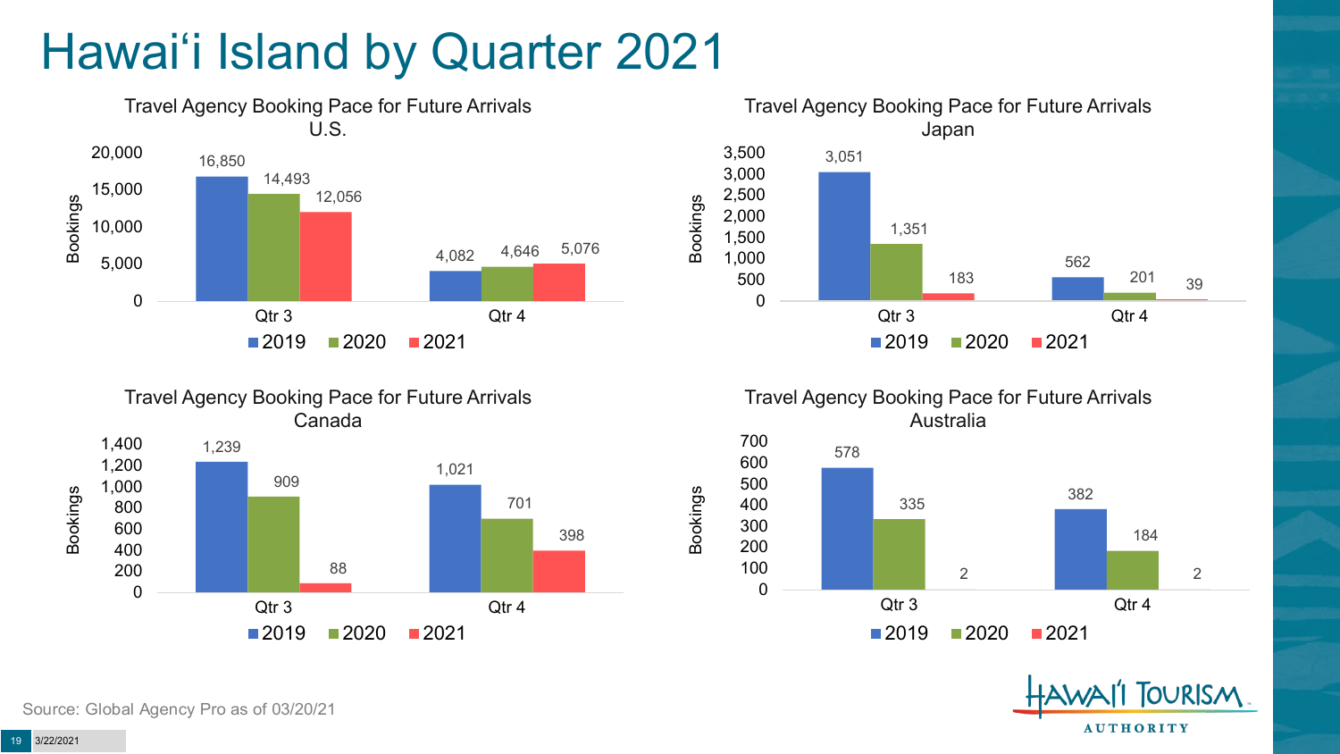# Hawai'i Island by Quarter 2021

Travel Agency Booking Pace for Future Arrivals
U.S.

Bookings

20,000
15,000
10,000
5,000
0

16,850
14,493
12,056
4,082
4,646
5,076

Qtr 3
Qtr 4

2019 2020 2021

Travel Agency Booking Pace for Future Arrivals
Japan

Bookings

3,500
3,000
2,500
2,000
1,500
1,000
500
0

3,051
1,351
183
562
201
39

Qtr 3
Qtr 4

2019 2020 2021

Travel Agency Booking Pace for Future Arrivals
Canada

Bookings

1,400
1,200
1,000
800
600
400
200
0

1,239
909
88
1,021
701
398

Qtr 3
Qtr 4

2019 2020 2021

Travel Agency Booking Pace for Future Arrivals
Australia

Bookings

700
600
500
400
300
200
100
0

578
335
2
382
184
2

Qtr 3
Qtr 4

2019 2020 2021

Source: Global Agency Pro as of 03/20/21

3/22/2021

HAWAI'I TOURISM AUTHORITY